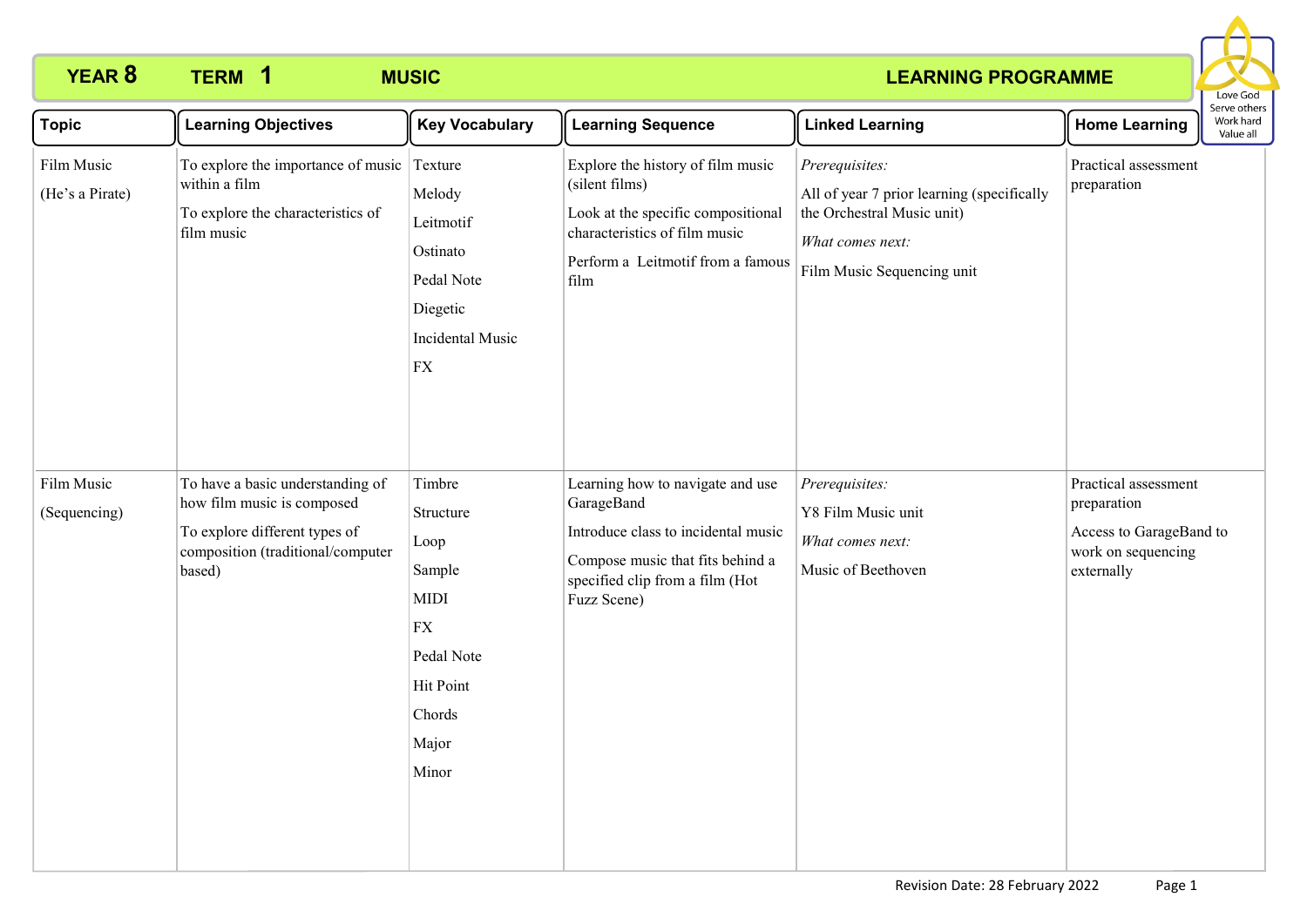# YEAR 8 TERM 1 MUSIC LEARNING PROGRAMME

Love God
Serve others
Work hard
Value all

| Topic | Learning Objectives | Key Vocabulary | Learning Sequence | Linked Learning | Home Learning |
|---|---|---|---|---|---|
| Film Music<br>(He's a Pirate) | To explore the importance of music within a film<br>To explore the characteristics of film music | Texture<br>Melody<br>Leitmotif<br>Ostinato<br>Pedal Note<br>Diegetic<br>Incidental Music<br>FX | Explore the history of film music (silent films)<br>Look at the specific compositional characteristics of film music<br>Perform a Leitmotif from a famous film | *Prerequisites:*<br>All of year 7 prior learning (specifically the Orchestral Music unit)<br>*What comes next:*<br>Film Music Sequencing unit | Practical assessment preparation |
| Film Music<br>(Sequencing) | To have a basic understanding of how film music is composed<br>To explore different types of composition (traditional/computer based) | Timbre<br>Structure<br>Loop<br>Sample<br>MIDI<br>FX<br>Pedal Note<br>Hit Point<br>Chords<br>Major<br>Minor | Learning how to navigate and use GarageBand<br>Introduce class to incidental music<br>Compose music that fits behind a specified clip from a film (Hot Fuzz Scene) | *Prerequisites:*<br>Y8 Film Music unit<br>*What comes next:*<br>Music of Beethoven | Practical assessment preparation<br>Access to GarageBand to work on sequencing externally |

Revision Date: 28 February 2022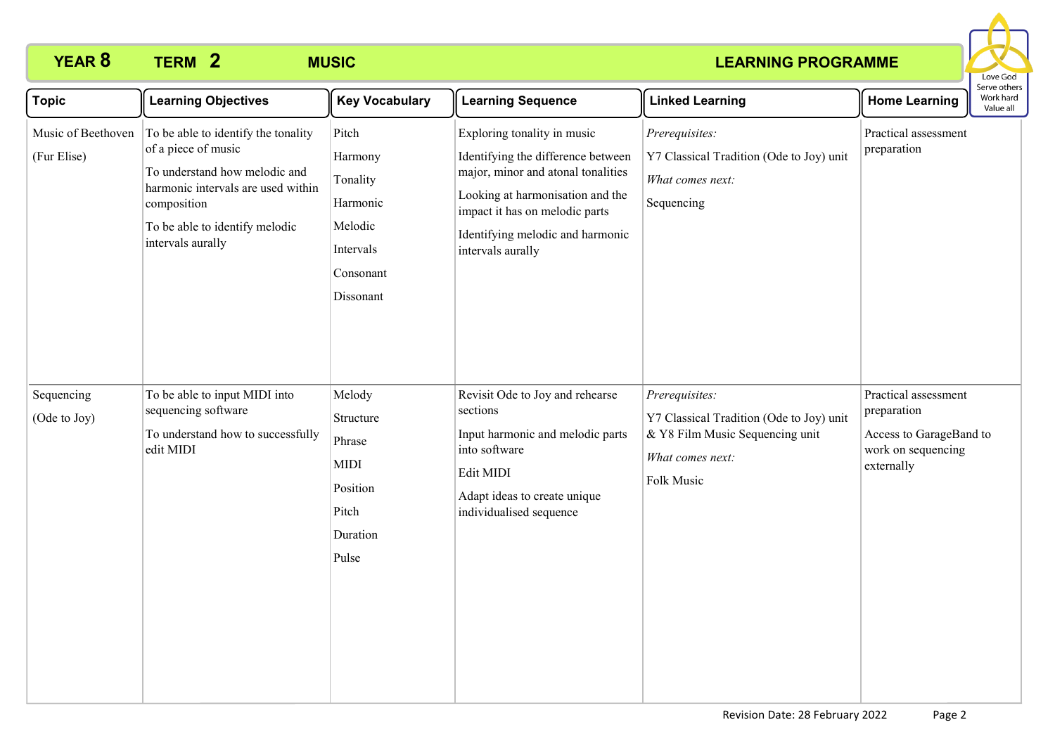**YEAR 8 TERM 2 MUSIC LEARNING PROGRAMME**

Love God
Serve others
Work hard
Value all

| Topic | Learning Objectives | Key Vocabulary | Learning Sequence | Linked Learning | Home Learning |
|---|---|---|---|---|---|
| Music of Beethoven<br>(Fur Elise) | To be able to identify the tonality of a piece of music<br>To understand how melodic and harmonic intervals are used within composition<br>To be able to identify melodic intervals aurally | Pitch<br>Harmony<br>Tonality<br>Harmonic<br>Melodic<br>Intervals<br>Consonant<br>Dissonant | Exploring tonality in music<br>Identifying the difference between major, minor and atonal tonalities<br>Looking at harmonisation and the impact it has on melodic parts<br>Identifying melodic and harmonic intervals aurally | *Prerequisites:*<br>Y7 Classical Tradition (Ode to Joy) unit<br>*What comes next:*<br>Sequencing | Practical assessment preparation |
| Sequencing<br>(Ode to Joy) | To be able to input MIDI into sequencing software<br>To understand how to successfully edit MIDI | Melody<br>Structure<br>Phrase<br>MIDI<br>Position<br>Pitch<br>Duration<br>Pulse | Revisit Ode to Joy and rehearse sections<br>Input harmonic and melodic parts into software<br>Edit MIDI<br>Adapt ideas to create unique individualised sequence | *Prerequisites:*<br>Y7 Classical Tradition (Ode to Joy) unit & Y8 Film Music Sequencing unit<br>*What comes next:*<br>Folk Music | Practical assessment preparation<br>Access to GarageBand to work on sequencing externally |

Revision Date: 28 February 2022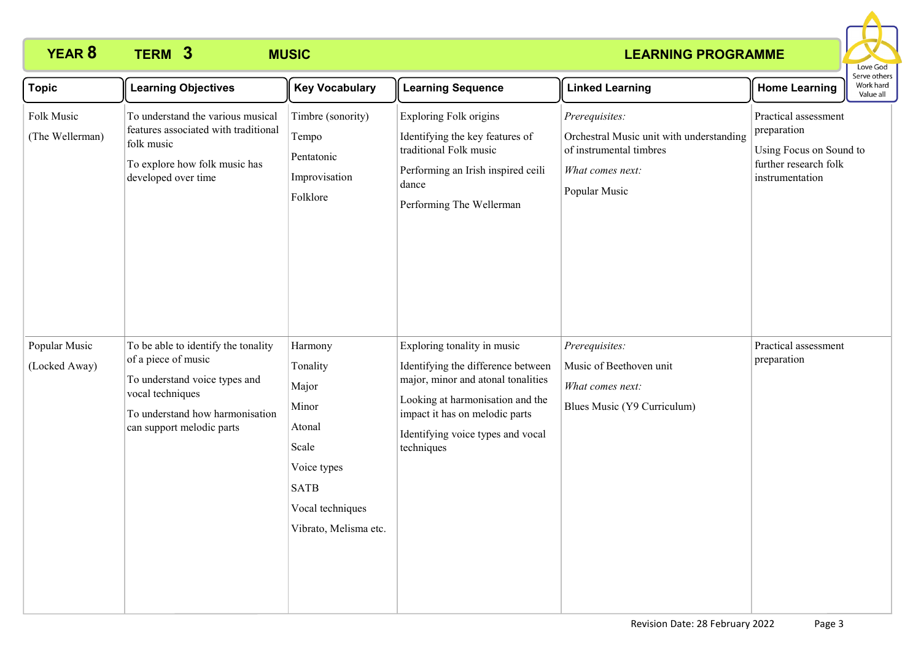# YEAR 8 TERM 3 MUSIC LEARNING PROGRAMME

Love God
Serve others
Work hard
Value all

| Topic | Learning Objectives | Key Vocabulary | Learning Sequence | Linked Learning | Home Learning |
|---|---|---|---|---|---|
| Folk Music<br><br>(The Wellerman) | To understand the various musical features associated with traditional folk music<br><br>To explore how folk music has developed over time | Timbre (sonority)<br><br>Tempo<br><br>Pentatonic<br><br>Improvisation<br><br>Folklore | Exploring Folk origins<br><br>Identifying the key features of traditional Folk music<br><br>Performing an Irish inspired ceili dance<br><br>Performing The Wellerman | *Prerequisites:*<br><br>Orchestral Music unit with understanding of instrumental timbres<br><br>*What comes next:*<br><br>Popular Music | Practical assessment preparation<br><br>Using Focus on Sound to further research folk instrumentation |
| Popular Music<br><br>(Locked Away) | To be able to identify the tonality of a piece of music<br><br>To understand voice types and vocal techniques<br><br>To understand how harmonisation can support melodic parts | Harmony<br><br>Tonality<br><br>Major<br><br>Minor<br><br>Atonal<br><br>Scale<br><br>Voice types<br><br>SATB<br><br>Vocal techniques<br><br>Vibrato, Melisma etc. | Exploring tonality in music<br><br>Identifying the difference between major, minor and atonal tonalities<br><br>Looking at harmonisation and the impact it has on melodic parts<br><br>Identifying voice types and vocal techniques | *Prerequisites:*<br><br>Music of Beethoven unit<br><br>*What comes next:*<br><br>Blues Music (Y9 Curriculum) | Practical assessment preparation |

Revision Date: 28 February 2022